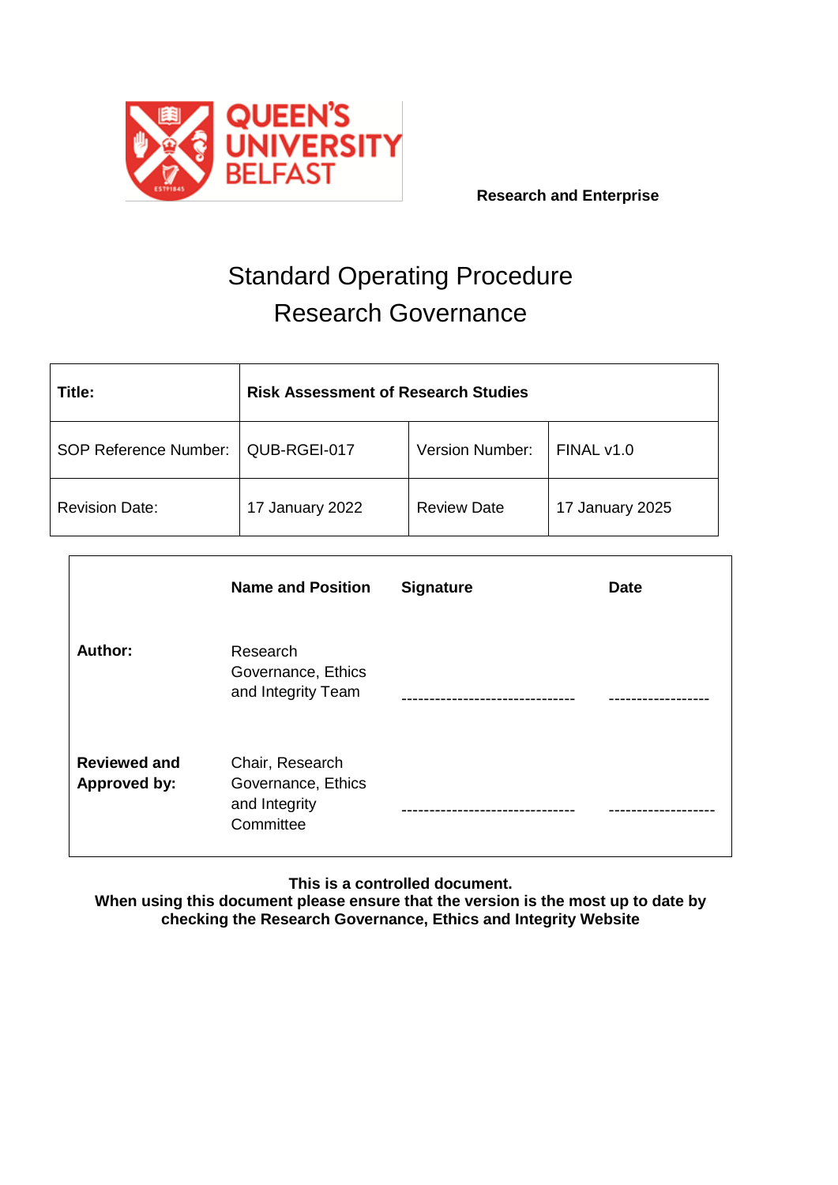QUEEN'S UNIVERSITY BELFAST

**Research and Enterprise**

# Standard Operating Procedure
# Research Governance

| **Title:** | **Risk Assessment of Research Studies** | | |
|---|---|---|---|
| SOP Reference Number: | QUB-RGEI-017 | Version Number: | FINAL v1.0 |
| Revision Date: | 17 January 2022 | Review Date | 17 January 2025 |

| | **Name and Position** | **Signature** | **Date** |
|---|---|---|---|
| **Author:** | Research Governance, Ethics and Integrity Team | ------------------------------- | ----------------- |
| **Reviewed and Approved by:** | Chair, Research Governance, Ethics and Integrity Committee | ------------------------------- | ------------------ |

**This is a controlled document.**
**When using this document please ensure that the version is the most up to date by checking the Research Governance, Ethics and Integrity Website**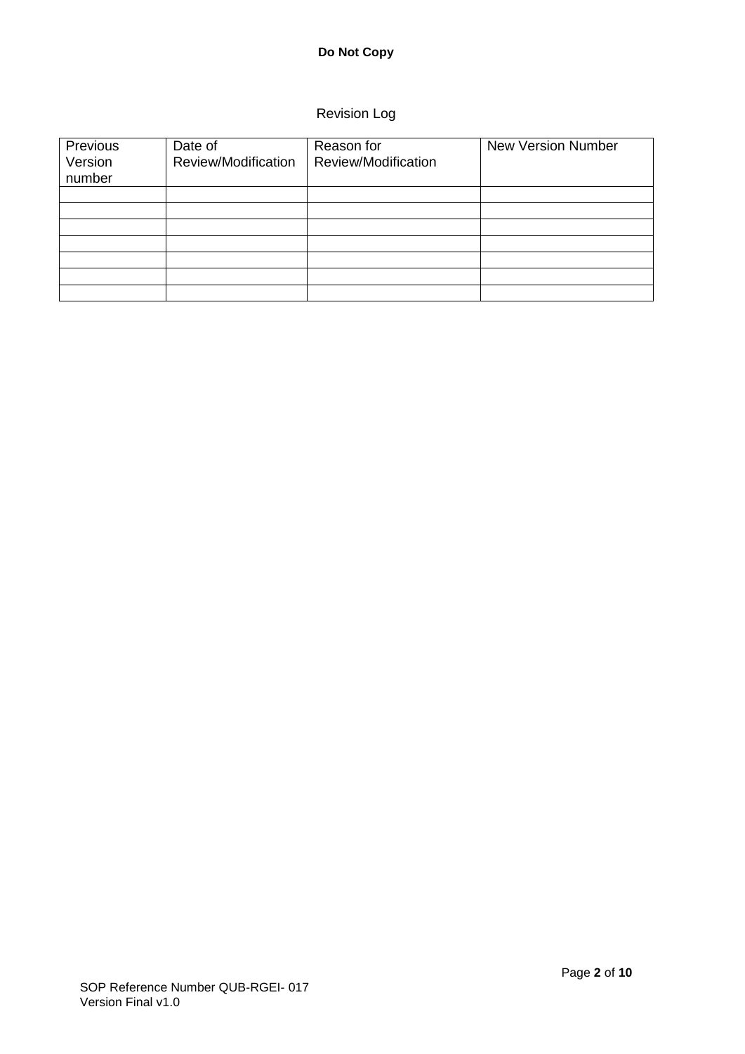Revision Log

| Previous Version number | Date of Review/Modification | Reason for Review/Modification | New Version Number |
|---|---|---|---|
| | | | |
| | | | |
| | | | |
| | | | |
| | | | |
| | | | |
| | | | |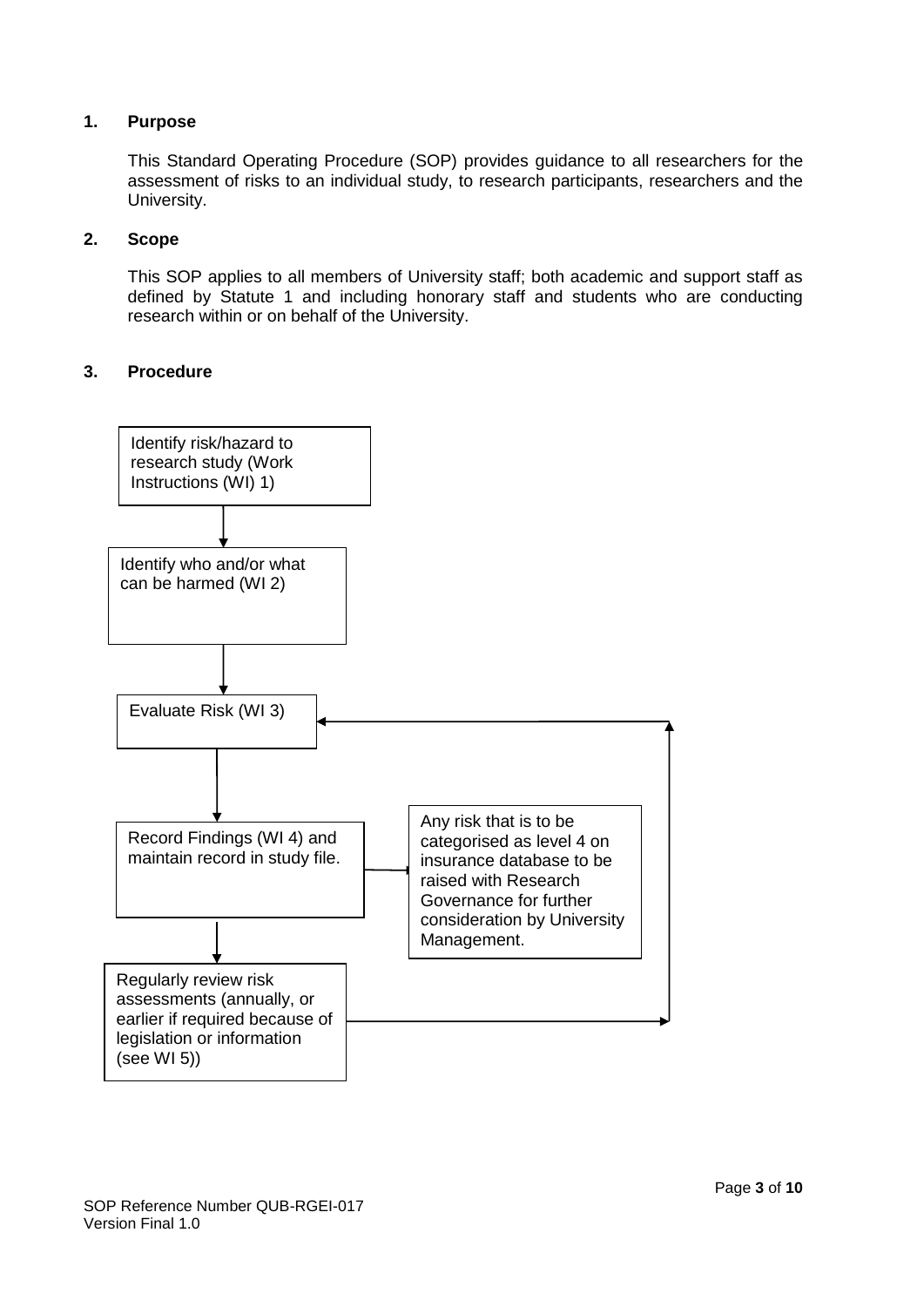## 1. Purpose

This Standard Operating Procedure (SOP) provides guidance to all researchers for the assessment of risks to an individual study, to research participants, researchers and the University.

## 2. Scope

This SOP applies to all members of University staff; both academic and support staff as defined by Statute 1 and including honorary staff and students who are conducting research within or on behalf of the University.

## 3. Procedure

Identify risk/hazard to research study (Work Instructions (WI) 1)

↓

Identify who and/or what can be harmed (WI 2)

↓

Evaluate Risk (WI 3)

↓

Record Findings (WI 4) and maintain record in study file. → Any risk that is to be categorised as level 4 on insurance database to be raised with Research Governance for further consideration by University Management.

↓

Regularly review risk assessments (annually, or earlier if required because of legislation or information (see WI 5)) → (return to Evaluate Risk (WI 3))

SOP Reference Number QUB-RGEI-017
Version Final 1.0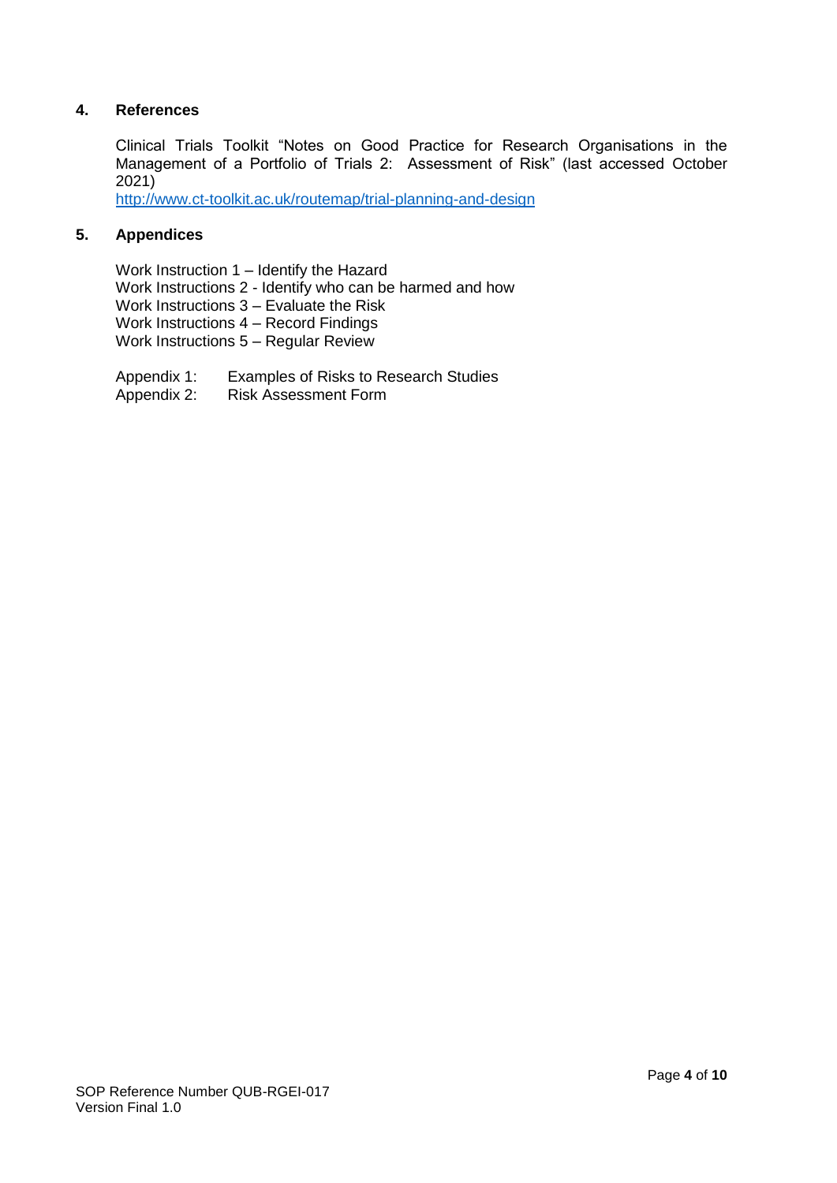## 4. References

Clinical Trials Toolkit "Notes on Good Practice for Research Organisations in the Management of a Portfolio of Trials 2: Assessment of Risk" (last accessed October 2021)
http://www.ct-toolkit.ac.uk/routemap/trial-planning-and-design

## 5. Appendices

Work Instruction 1 – Identify the Hazard
Work Instructions 2 - Identify who can be harmed and how
Work Instructions 3 – Evaluate the Risk
Work Instructions 4 – Record Findings
Work Instructions 5 – Regular Review

Appendix 1: Examples of Risks to Research Studies
Appendix 2: Risk Assessment Form

SOP Reference Number QUB-RGEI-017
Version Final 1.0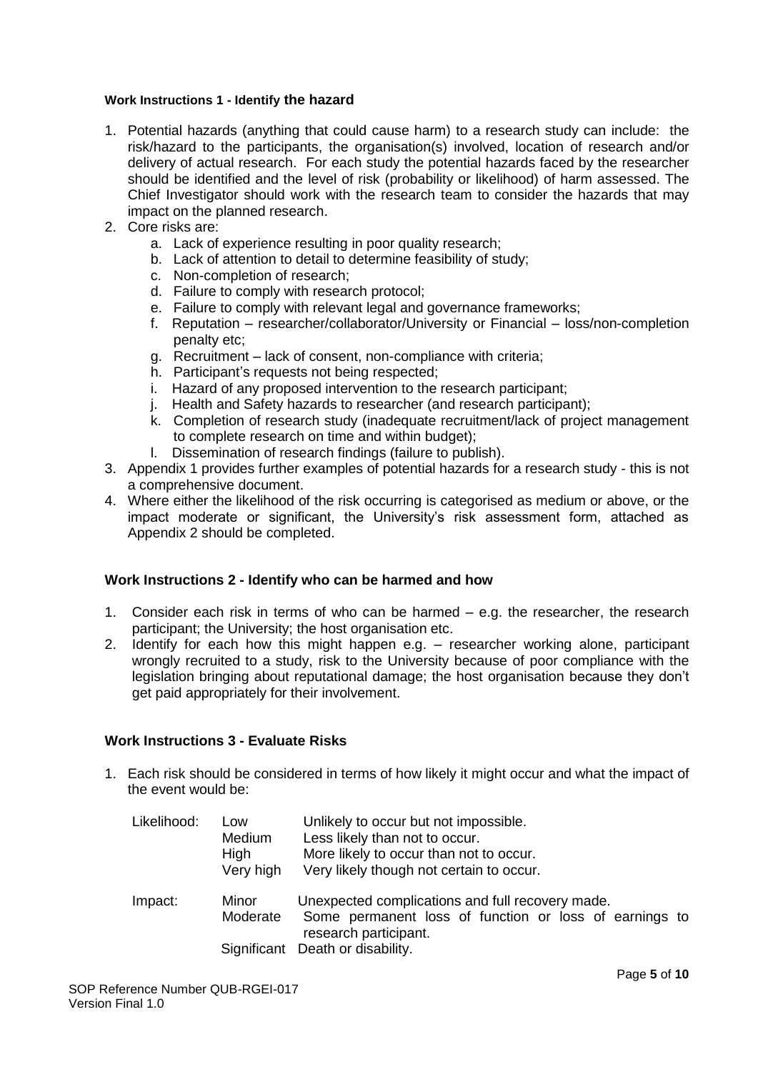#### Work Instructions 1 - Identify the hazard

1. Potential hazards (anything that could cause harm) to a research study can include: the risk/hazard to the participants, the organisation(s) involved, location of research and/or delivery of actual research. For each study the potential hazards faced by the researcher should be identified and the level of risk (probability or likelihood) of harm assessed. The Chief Investigator should work with the research team to consider the hazards that may impact on the planned research.
2. Core risks are:
   a. Lack of experience resulting in poor quality research;
   b. Lack of attention to detail to determine feasibility of study;
   c. Non-completion of research;
   d. Failure to comply with research protocol;
   e. Failure to comply with relevant legal and governance frameworks;
   f. Reputation – researcher/collaborator/University or Financial – loss/non-completion penalty etc;
   g. Recruitment – lack of consent, non-compliance with criteria;
   h. Participant's requests not being respected;
   i. Hazard of any proposed intervention to the research participant;
   j. Health and Safety hazards to researcher (and research participant);
   k. Completion of research study (inadequate recruitment/lack of project management to complete research on time and within budget);
   l. Dissemination of research findings (failure to publish).
3. Appendix 1 provides further examples of potential hazards for a research study - this is not a comprehensive document.
4. Where either the likelihood of the risk occurring is categorised as medium or above, or the impact moderate or significant, the University's risk assessment form, attached as Appendix 2 should be completed.

### Work Instructions 2 - Identify who can be harmed and how

1. Consider each risk in terms of who can be harmed – e.g. the researcher, the research participant; the University; the host organisation etc.
2. Identify for each how this might happen e.g. – researcher working alone, participant wrongly recruited to a study, risk to the University because of poor compliance with the legislation bringing about reputational damage; the host organisation because they don't get paid appropriately for their involvement.

### Work Instructions 3 - Evaluate Risks

1. Each risk should be considered in terms of how likely it might occur and what the impact of the event would be:

| | | |
|---|---|---|
| Likelihood: | Low | Unlikely to occur but not impossible. |
| | Medium | Less likely than not to occur. |
| | High | More likely to occur than not to occur. |
| | Very high | Very likely though not certain to occur. |
| Impact: | Minor | Unexpected complications and full recovery made. |
| | Moderate | Some permanent loss of function or loss of earnings to research participant. |
| | Significant | Death or disability. |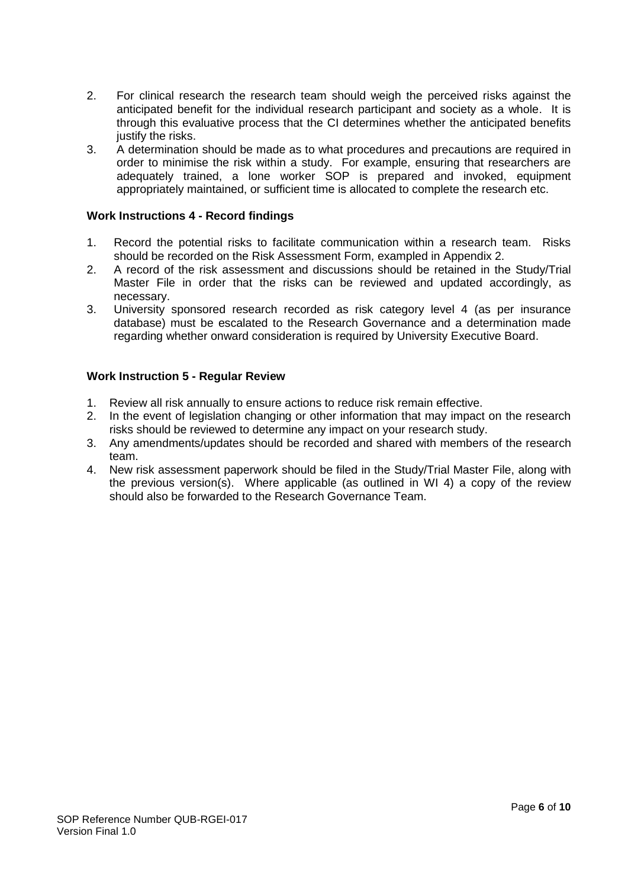2. For clinical research the research team should weigh the perceived risks against the anticipated benefit for the individual research participant and society as a whole. It is through this evaluative process that the CI determines whether the anticipated benefits justify the risks.
3. A determination should be made as to what procedures and precautions are required in order to minimise the risk within a study. For example, ensuring that researchers are adequately trained, a lone worker SOP is prepared and invoked, equipment appropriately maintained, or sufficient time is allocated to complete the research etc.

**Work Instructions 4 - Record findings**

1. Record the potential risks to facilitate communication within a research team. Risks should be recorded on the Risk Assessment Form, exampled in Appendix 2.
2. A record of the risk assessment and discussions should be retained in the Study/Trial Master File in order that the risks can be reviewed and updated accordingly, as necessary.
3. University sponsored research recorded as risk category level 4 (as per insurance database) must be escalated to the Research Governance and a determination made regarding whether onward consideration is required by University Executive Board.

**Work Instruction 5 - Regular Review**

1. Review all risk annually to ensure actions to reduce risk remain effective.
2. In the event of legislation changing or other information that may impact on the research risks should be reviewed to determine any impact on your research study.
3. Any amendments/updates should be recorded and shared with members of the research team.
4. New risk assessment paperwork should be filed in the Study/Trial Master File, along with the previous version(s). Where applicable (as outlined in WI 4) a copy of the review should also be forwarded to the Research Governance Team.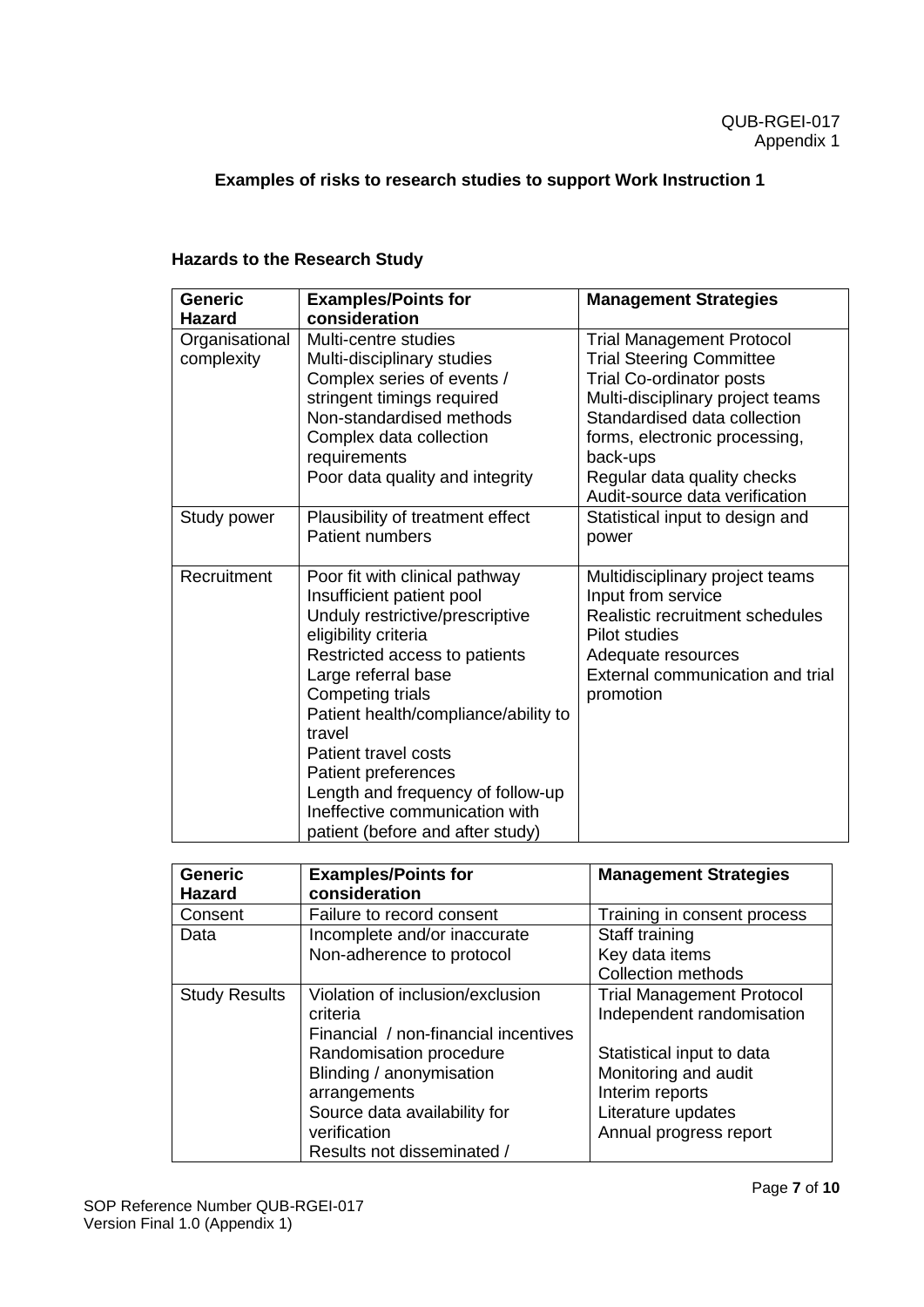QUB-RGEI-017
Appendix 1

## Examples of risks to research studies to support Work Instruction 1

### Hazards to the Research Study

| Generic Hazard | Examples/Points for consideration | Management Strategies |
|---|---|---|
| Organisational complexity | Multi-centre studies<br>Multi-disciplinary studies<br>Complex series of events / stringent timings required<br>Non-standardised methods<br>Complex data collection requirements<br>Poor data quality and integrity | Trial Management Protocol<br>Trial Steering Committee<br>Trial Co-ordinator posts<br>Multi-disciplinary project teams<br>Standardised data collection forms, electronic processing, back-ups<br>Regular data quality checks<br>Audit-source data verification |
| Study power | Plausibility of treatment effect<br>Patient numbers | Statistical input to design and power |
| Recruitment | Poor fit with clinical pathway<br>Insufficient patient pool<br>Unduly restrictive/prescriptive eligibility criteria<br>Restricted access to patients<br>Large referral base<br>Competing trials<br>Patient health/compliance/ability to travel<br>Patient travel costs<br>Patient preferences<br>Length and frequency of follow-up<br>Ineffective communication with patient (before and after study) | Multidisciplinary project teams<br>Input from service<br>Realistic recruitment schedules<br>Pilot studies<br>Adequate resources<br>External communication and trial promotion |
| Consent | Failure to record consent | Training in consent process |
| Data | Incomplete and/or inaccurate<br>Non-adherence to protocol | Staff training<br>Key data items<br>Collection methods |
| Study Results | Violation of inclusion/exclusion criteria<br>Financial / non-financial incentives<br>Randomisation procedure<br>Blinding / anonymisation arrangements<br>Source data availability for verification<br>Results not disseminated / | Trial Management Protocol<br>Independent randomisation<br><br>Statistical input to data<br>Monitoring and audit<br>Interim reports<br>Literature updates<br>Annual progress report |

SOP Reference Number QUB-RGEI-017
Version Final 1.0 (Appendix 1)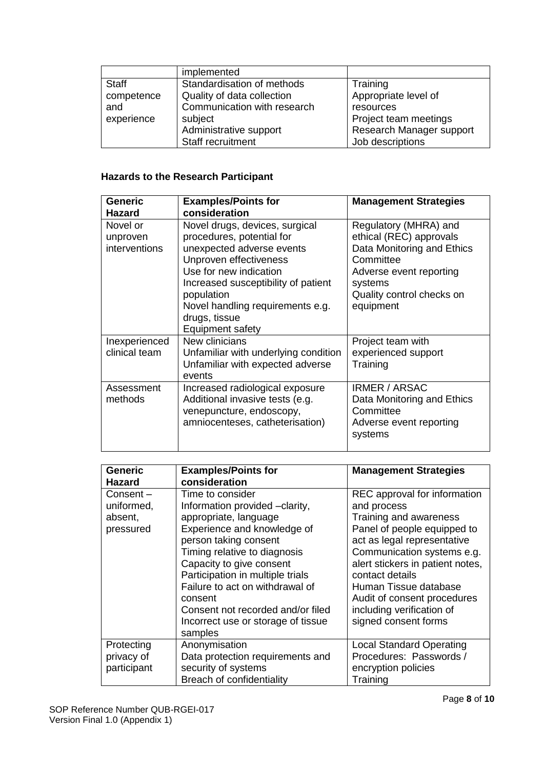|  | implemented |  |
|---|---|---|
| Staff competence and experience | Standardisation of methods<br>Quality of data collection<br>Communication with research subject<br>Administrative support<br>Staff recruitment | Training<br>Appropriate level of resources<br>Project team meetings<br>Research Manager support<br>Job descriptions |

**Hazards to the Research Participant**

| Generic Hazard | Examples/Points for consideration | Management Strategies |
|---|---|---|
| Novel or unproven interventions | Novel drugs, devices, surgical procedures, potential for unexpected adverse events<br>Unproven effectiveness<br>Use for new indication<br>Increased susceptibility of patient population<br>Novel handling requirements e.g. drugs, tissue<br>Equipment safety | Regulatory (MHRA) and ethical (REC) approvals<br>Data Monitoring and Ethics Committee<br>Adverse event reporting systems<br>Quality control checks on equipment |
| Inexperienced clinical team | New clinicians<br>Unfamiliar with underlying condition<br>Unfamiliar with expected adverse events | Project team with experienced support<br>Training |
| Assessment methods | Increased radiological exposure<br>Additional invasive tests (e.g. venepuncture, endoscopy, amniocenteses, catheterisation) | IRMER / ARSAC<br>Data Monitoring and Ethics Committee<br>Adverse event reporting systems |
| Consent – uniformed, absent, pressured | Time to consider<br>Information provided –clarity, appropriate, language<br>Experience and knowledge of person taking consent<br>Timing relative to diagnosis<br>Capacity to give consent<br>Participation in multiple trials<br>Failure to act on withdrawal of consent<br>Consent not recorded and/or filed<br>Incorrect use or storage of tissue samples | REC approval for information and process<br>Training and awareness<br>Panel of people equipped to act as legal representative<br>Communication systems e.g. alert stickers in patient notes, contact details<br>Human Tissue database<br>Audit of consent procedures including verification of signed consent forms |
| Protecting privacy of participant | Anonymisation<br>Data protection requirements and security of systems<br>Breach of confidentiality | Local Standard Operating Procedures: Passwords / encryption policies<br>Training |

SOP Reference Number QUB-RGEI-017
Version Final 1.0 (Appendix 1)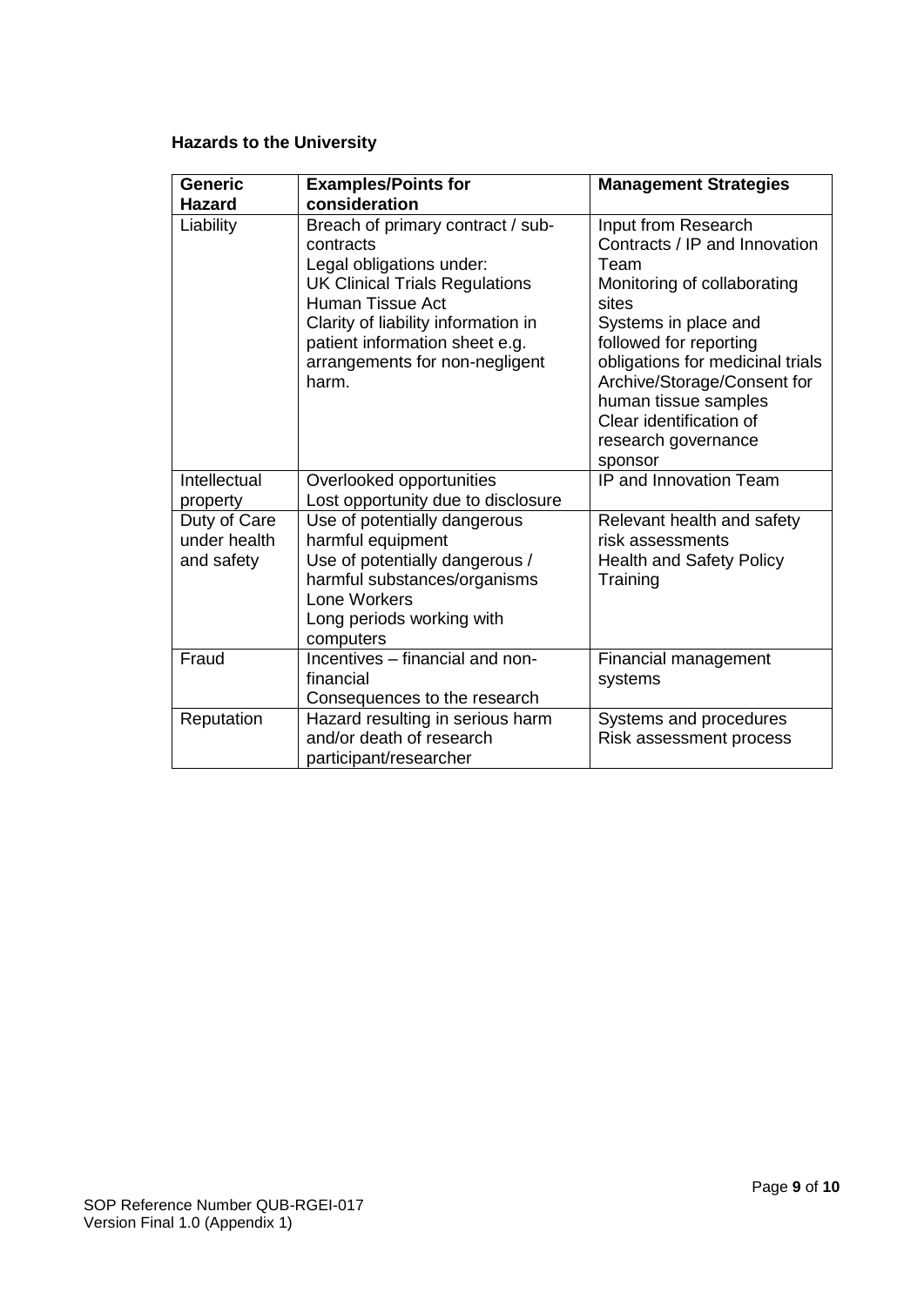**Hazards to the University**

| Generic Hazard | Examples/Points for consideration | Management Strategies |
|---|---|---|
| Liability | Breach of primary contract / sub-contracts<br>Legal obligations under:<br>UK Clinical Trials Regulations<br>Human Tissue Act<br>Clarity of liability information in patient information sheet e.g. arrangements for non-negligent harm. | Input from Research Contracts / IP and Innovation Team<br>Monitoring of collaborating sites<br>Systems in place and followed for reporting obligations for medicinal trials<br>Archive/Storage/Consent for human tissue samples<br>Clear identification of research governance sponsor |
| Intellectual property | Overlooked opportunities<br>Lost opportunity due to disclosure | IP and Innovation Team |
| Duty of Care under health and safety | Use of potentially dangerous harmful equipment<br>Use of potentially dangerous / harmful substances/organisms<br>Lone Workers<br>Long periods working with computers | Relevant health and safety risk assessments<br>Health and Safety Policy<br>Training |
| Fraud | Incentives – financial and non-financial<br>Consequences to the research | Financial management systems |
| Reputation | Hazard resulting in serious harm and/or death of research participant/researcher | Systems and procedures<br>Risk assessment process |

SOP Reference Number QUB-RGEI-017
Version Final 1.0 (Appendix 1)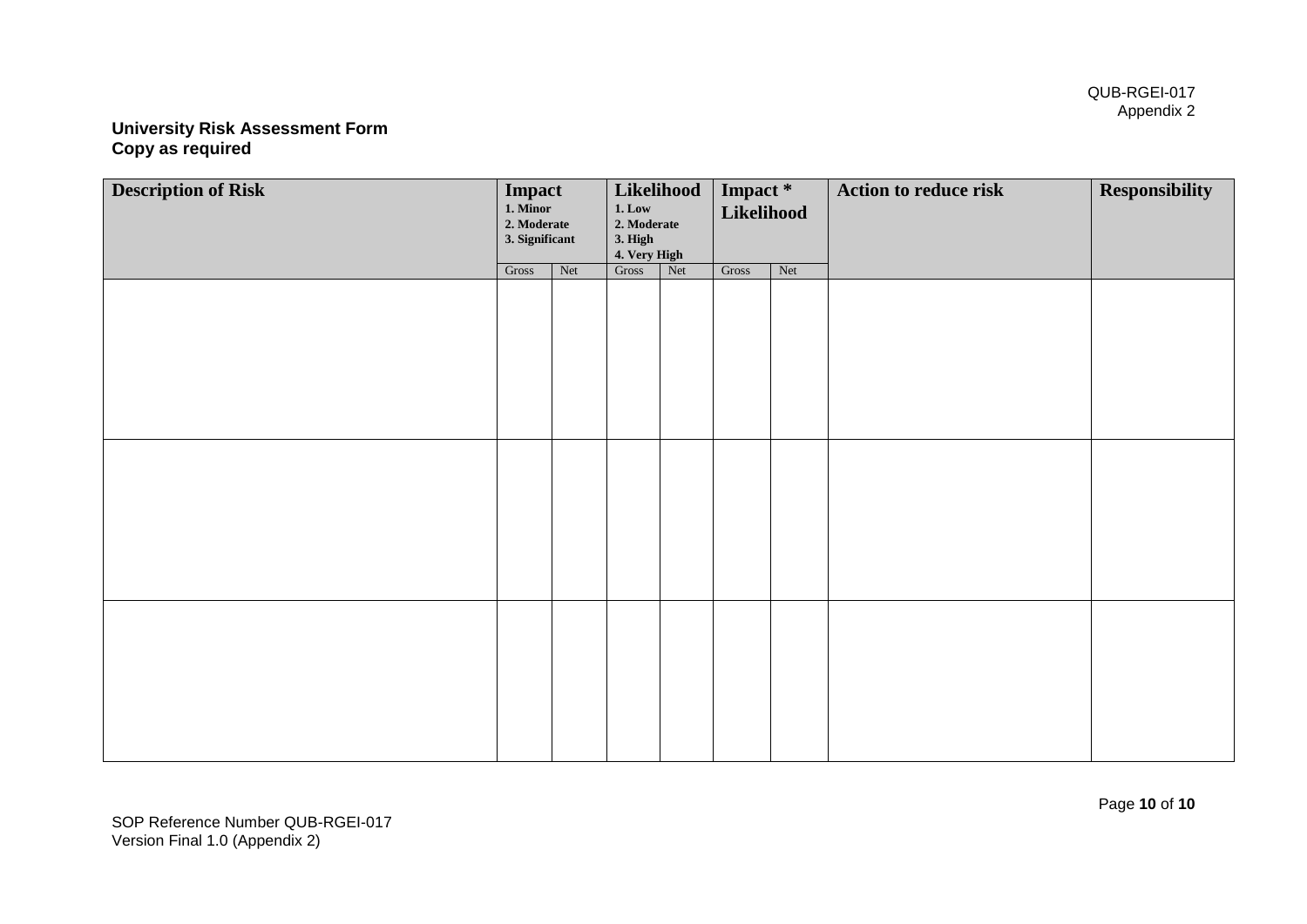**University Risk Assessment Form**
**Copy as required**

| Description of Risk | Impact 1. Minor 2. Moderate 3. Significant | | Likelihood 1. Low 2. Moderate 3. High 4. Very High | | Impact * Likelihood | | Action to reduce risk | Responsibility |
|---|---|---|---|---|---|---|---|---|
| | Gross | Net | Gross | Net | Gross | Net | | |
| | | | | | | | | |
| | | | | | | | | |
| | | | | | | | | |